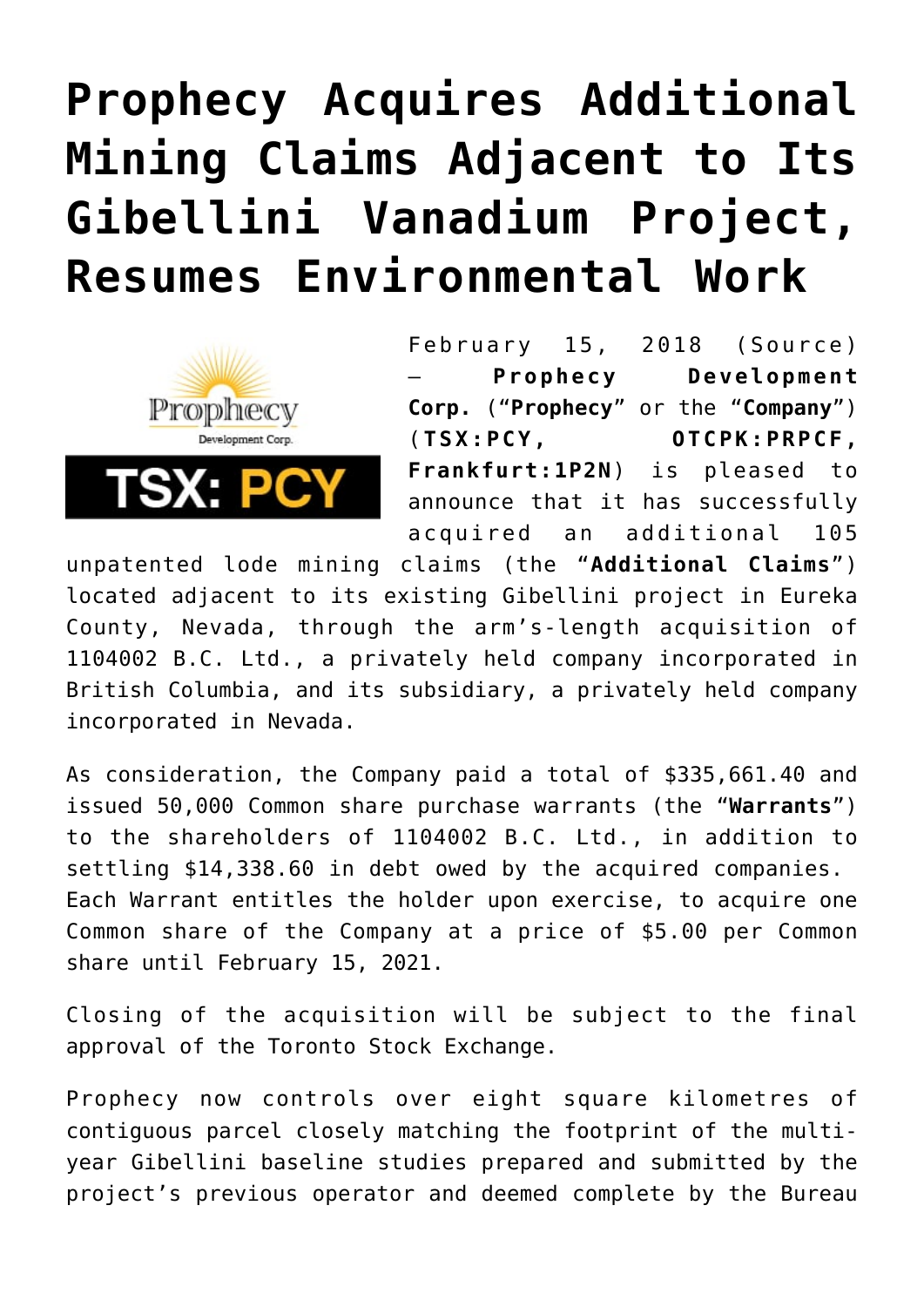# Prophecy Acquires Additional Mining Claims Adjacent to Its Gibellini Vanadium Project, Resumes Environmental Work

February 15, 2018 (Source) — **Prophecy Development Corp.** ("**Prophecy**" or the "**Company**") (**TSX:PCY, OTCPK:PRPCF, Frankfurt:1P2N**) is pleased to announce that it has successfully acquired an additional 105 unpatented lode mining claims (the "**Additional Claims**") located adjacent to its existing Gibellini project in Eureka County, Nevada, through the arm's-length acquisition of 1104002 B.C. Ltd., a privately held company incorporated in British Columbia, and its subsidiary, a privately held company incorporated in Nevada.

As consideration, the Company paid a total of $335,661.40 and issued 50,000 Common share purchase warrants (the "**Warrants**") to the shareholders of 1104002 B.C. Ltd., in addition to settling $14,338.60 in debt owed by the acquired companies. Each Warrant entitles the holder upon exercise, to acquire one Common share of the Company at a price of $5.00 per Common share until February 15, 2021.

Closing of the acquisition will be subject to the final approval of the Toronto Stock Exchange.

Prophecy now controls over eight square kilometres of contiguous parcel closely matching the footprint of the multi-year Gibellini baseline studies prepared and submitted by the project's previous operator and deemed complete by the Bureau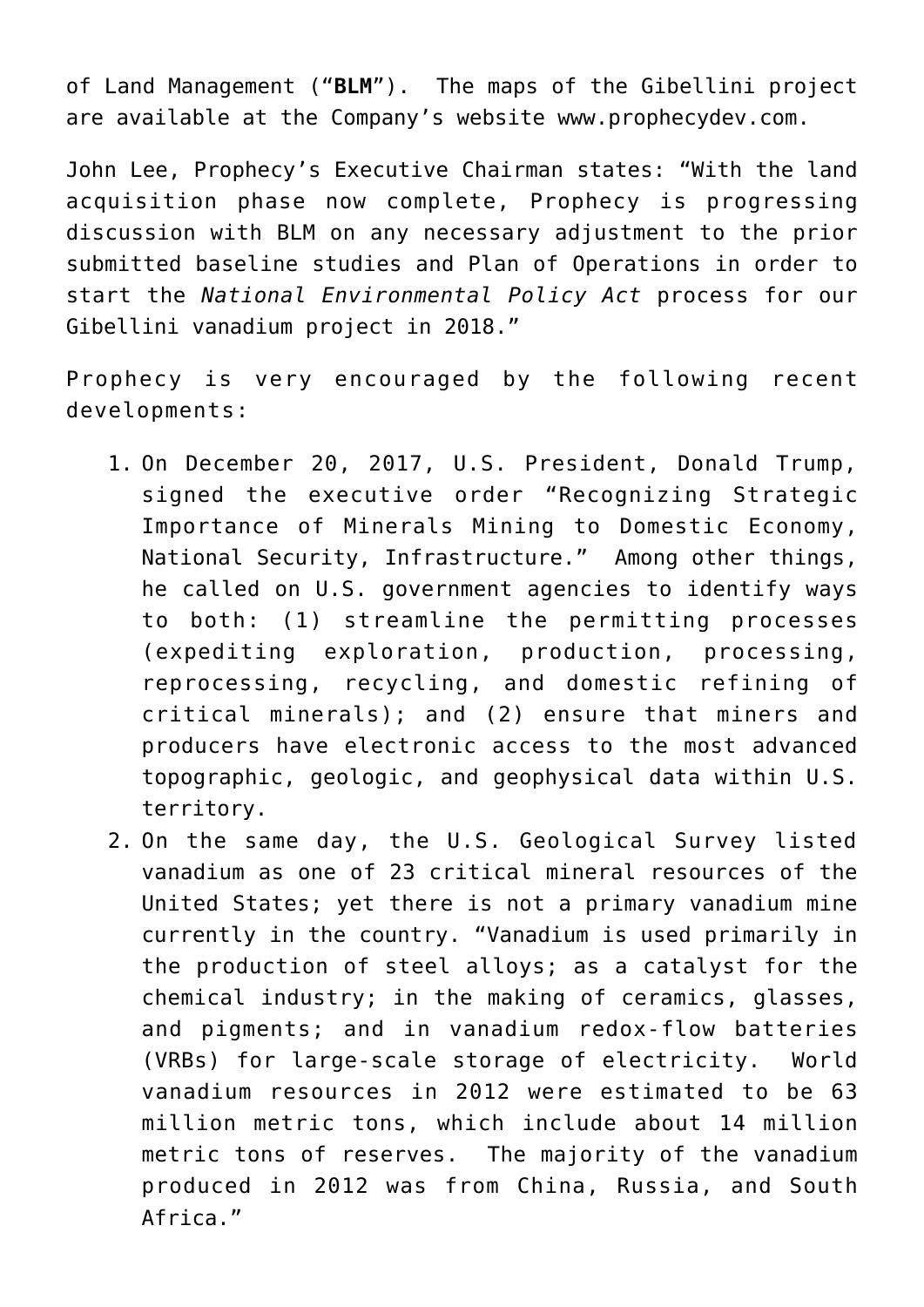of Land Management ("**BLM**"). The maps of the Gibellini project are available at the Company's website www.prophecydev.com.

John Lee, Prophecy's Executive Chairman states: "With the land acquisition phase now complete, Prophecy is progressing discussion with BLM on any necessary adjustment to the prior submitted baseline studies and Plan of Operations in order to start the *National Environmental Policy Act* process for our Gibellini vanadium project in 2018."

Prophecy is very encouraged by the following recent developments:

1. On December 20, 2017, U.S. President, Donald Trump, signed the executive order "Recognizing Strategic Importance of Minerals Mining to Domestic Economy, National Security, Infrastructure." Among other things, he called on U.S. government agencies to identify ways to both: (1) streamline the permitting processes (expediting exploration, production, processing, reprocessing, recycling, and domestic refining of critical minerals); and (2) ensure that miners and producers have electronic access to the most advanced topographic, geologic, and geophysical data within U.S. territory.
2. On the same day, the U.S. Geological Survey listed vanadium as one of 23 critical mineral resources of the United States; yet there is not a primary vanadium mine currently in the country. "Vanadium is used primarily in the production of steel alloys; as a catalyst for the chemical industry; in the making of ceramics, glasses, and pigments; and in vanadium redox-flow batteries (VRBs) for large-scale storage of electricity. World vanadium resources in 2012 were estimated to be 63 million metric tons, which include about 14 million metric tons of reserves. The majority of the vanadium produced in 2012 was from China, Russia, and South Africa."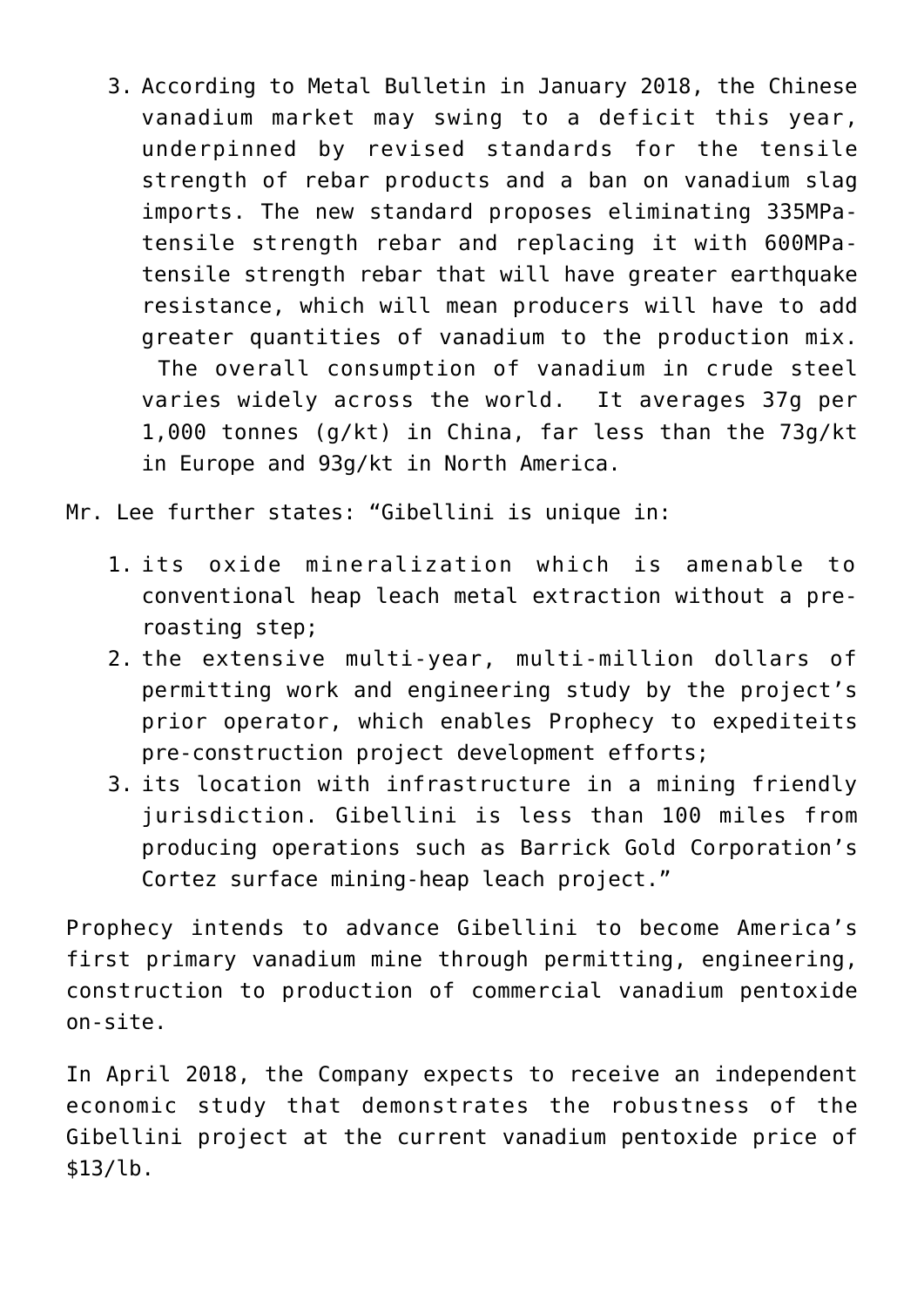3. According to Metal Bulletin in January 2018, the Chinese vanadium market may swing to a deficit this year, underpinned by revised standards for the tensile strength of rebar products and a ban on vanadium slag imports. The new standard proposes eliminating 335MPa-tensile strength rebar and replacing it with 600MPa-tensile strength rebar that will have greater earthquake resistance, which will mean producers will have to add greater quantities of vanadium to the production mix. The overall consumption of vanadium in crude steel varies widely across the world. It averages 37g per 1,000 tonnes (g/kt) in China, far less than the 73g/kt in Europe and 93g/kt in North America.

Mr. Lee further states: "Gibellini is unique in:

1. its oxide mineralization which is amenable to conventional heap leach metal extraction without a pre-roasting step;
2. the extensive multi-year, multi-million dollars of permitting work and engineering study by the project's prior operator, which enables Prophecy to expediteits pre-construction project development efforts;
3. its location with infrastructure in a mining friendly jurisdiction. Gibellini is less than 100 miles from producing operations such as Barrick Gold Corporation's Cortez surface mining-heap leach project."

Prophecy intends to advance Gibellini to become America's first primary vanadium mine through permitting, engineering, construction to production of commercial vanadium pentoxide on-site.

In April 2018, the Company expects to receive an independent economic study that demonstrates the robustness of the Gibellini project at the current vanadium pentoxide price of $13/lb.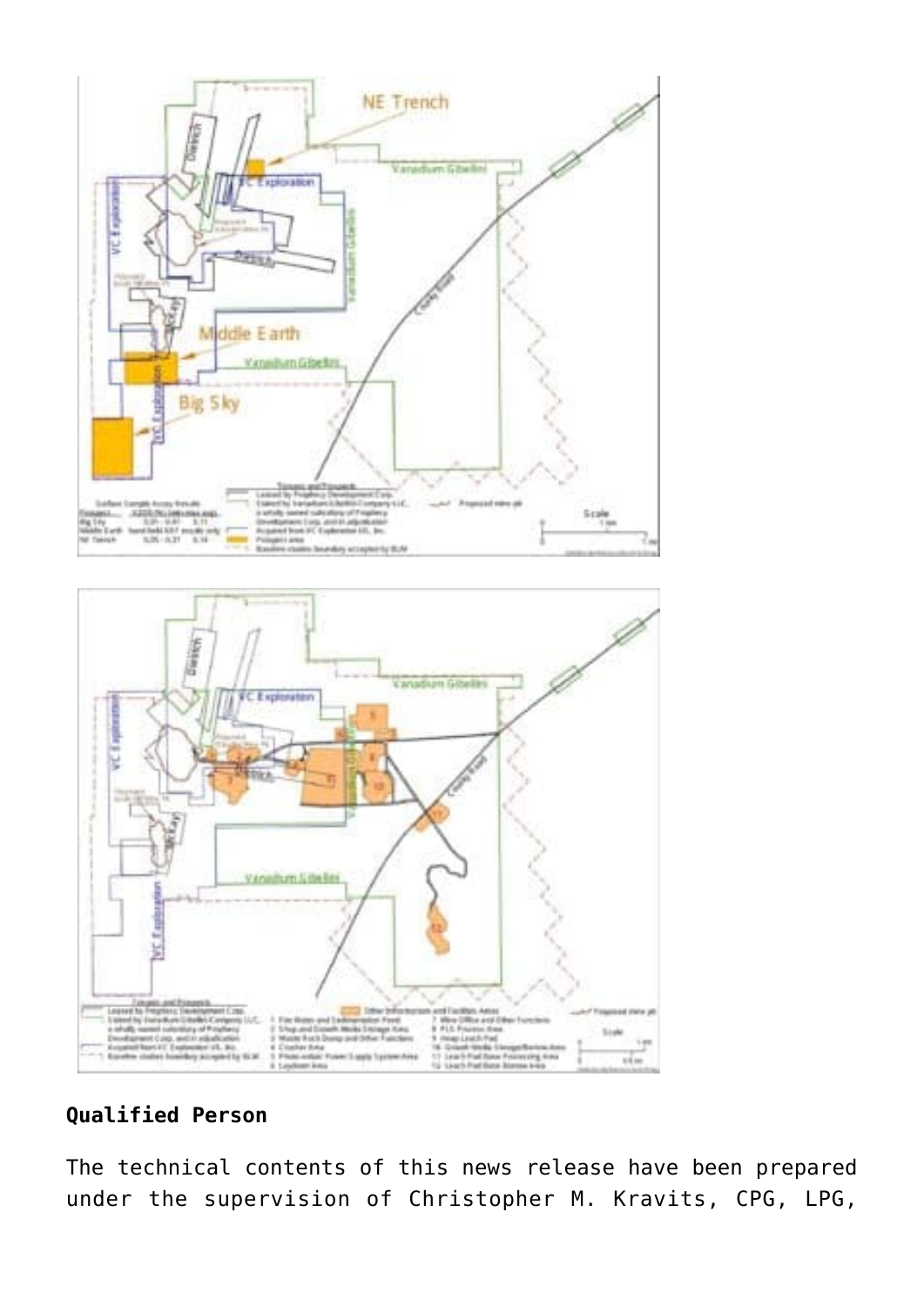**Qualified Person**

The technical contents of this news release have been prepared under the supervision of Christopher M. Kravits, CPG, LPG,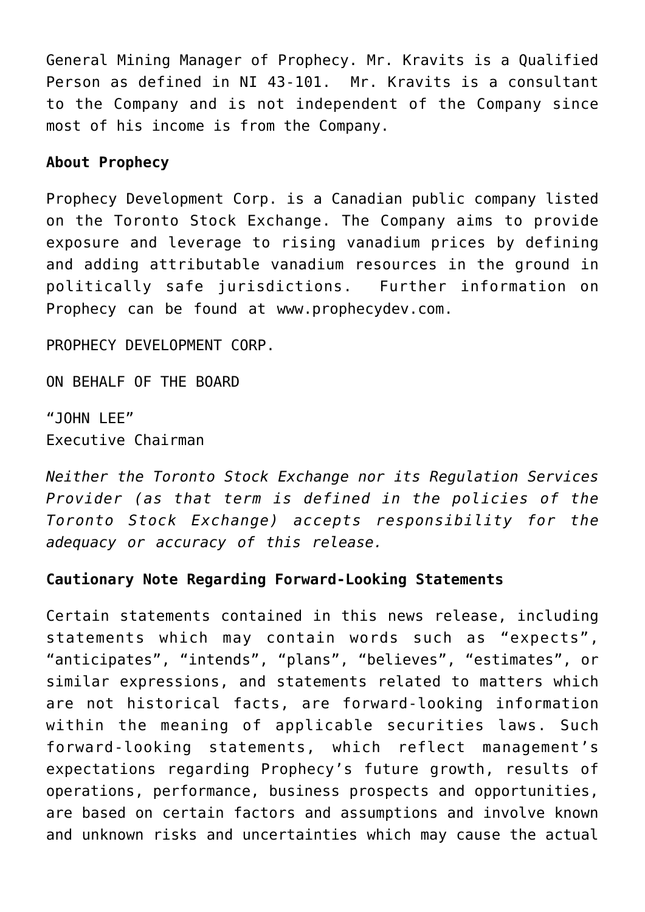General Mining Manager of Prophecy. Mr. Kravits is a Qualified Person as defined in NI 43-101. Mr. Kravits is a consultant to the Company and is not independent of the Company since most of his income is from the Company.

**About Prophecy**

Prophecy Development Corp. is a Canadian public company listed on the Toronto Stock Exchange. The Company aims to provide exposure and leverage to rising vanadium prices by defining and adding attributable vanadium resources in the ground in politically safe jurisdictions. Further information on Prophecy can be found at www.prophecydev.com.

PROPHECY DEVELOPMENT CORP.

ON BEHALF OF THE BOARD

"JOHN LEE"
Executive Chairman

*Neither the Toronto Stock Exchange nor its Regulation Services Provider (as that term is defined in the policies of the Toronto Stock Exchange) accepts responsibility for the adequacy or accuracy of this release.*

**Cautionary Note Regarding Forward-Looking Statements**

Certain statements contained in this news release, including statements which may contain words such as "expects", "anticipates", "intends", "plans", "believes", "estimates", or similar expressions, and statements related to matters which are not historical facts, are forward-looking information within the meaning of applicable securities laws. Such forward-looking statements, which reflect management's expectations regarding Prophecy's future growth, results of operations, performance, business prospects and opportunities, are based on certain factors and assumptions and involve known and unknown risks and uncertainties which may cause the actual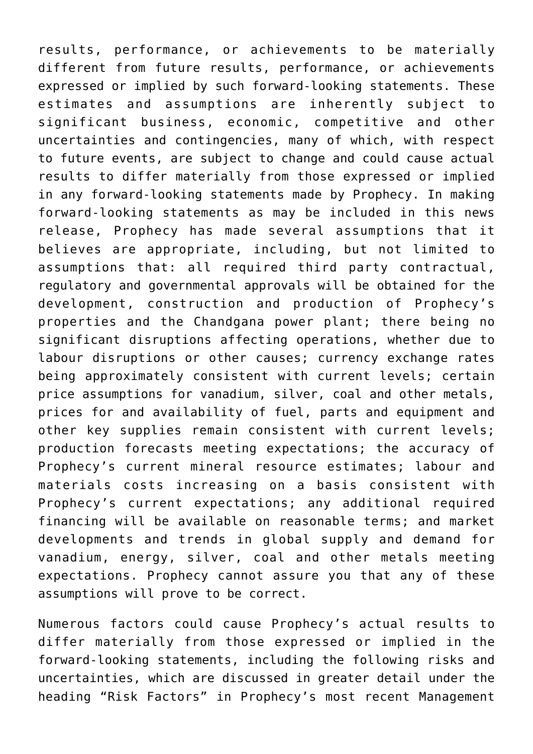results, performance, or achievements to be materially different from future results, performance, or achievements expressed or implied by such forward-looking statements. These estimates and assumptions are inherently subject to significant business, economic, competitive and other uncertainties and contingencies, many of which, with respect to future events, are subject to change and could cause actual results to differ materially from those expressed or implied in any forward-looking statements made by Prophecy. In making forward-looking statements as may be included in this news release, Prophecy has made several assumptions that it believes are appropriate, including, but not limited to assumptions that: all required third party contractual, regulatory and governmental approvals will be obtained for the development, construction and production of Prophecy's properties and the Chandgana power plant; there being no significant disruptions affecting operations, whether due to labour disruptions or other causes; currency exchange rates being approximately consistent with current levels; certain price assumptions for vanadium, silver, coal and other metals, prices for and availability of fuel, parts and equipment and other key supplies remain consistent with current levels; production forecasts meeting expectations; the accuracy of Prophecy's current mineral resource estimates; labour and materials costs increasing on a basis consistent with Prophecy's current expectations; any additional required financing will be available on reasonable terms; and market developments and trends in global supply and demand for vanadium, energy, silver, coal and other metals meeting expectations. Prophecy cannot assure you that any of these assumptions will prove to be correct.

Numerous factors could cause Prophecy's actual results to differ materially from those expressed or implied in the forward-looking statements, including the following risks and uncertainties, which are discussed in greater detail under the heading "Risk Factors" in Prophecy's most recent Management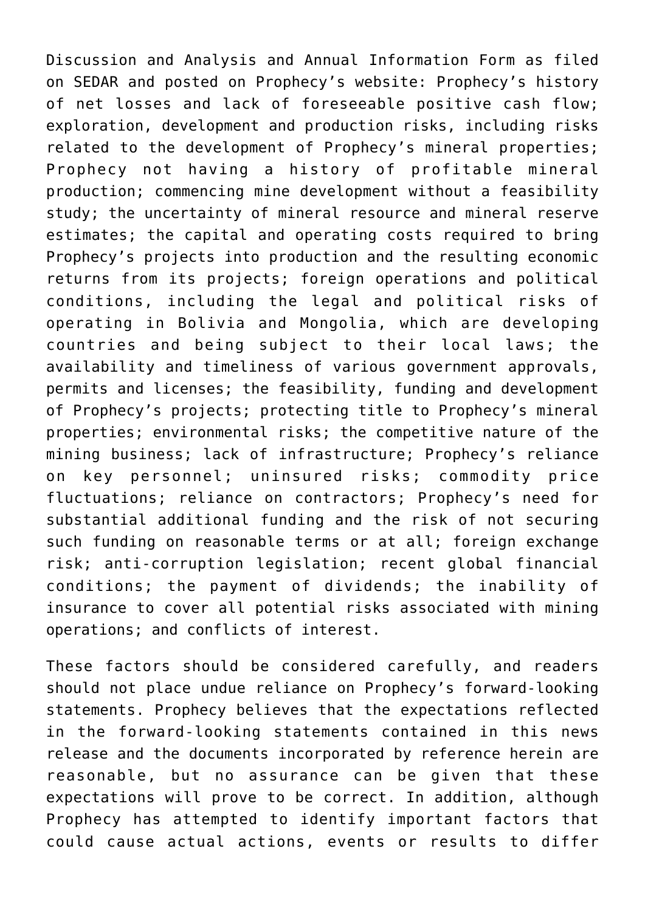Discussion and Analysis and Annual Information Form as filed on SEDAR and posted on Prophecy's website: Prophecy's history of net losses and lack of foreseeable positive cash flow; exploration, development and production risks, including risks related to the development of Prophecy's mineral properties; Prophecy not having a history of profitable mineral production; commencing mine development without a feasibility study; the uncertainty of mineral resource and mineral reserve estimates; the capital and operating costs required to bring Prophecy's projects into production and the resulting economic returns from its projects; foreign operations and political conditions, including the legal and political risks of operating in Bolivia and Mongolia, which are developing countries and being subject to their local laws; the availability and timeliness of various government approvals, permits and licenses; the feasibility, funding and development of Prophecy's projects; protecting title to Prophecy's mineral properties; environmental risks; the competitive nature of the mining business; lack of infrastructure; Prophecy's reliance on key personnel; uninsured risks; commodity price fluctuations; reliance on contractors; Prophecy's need for substantial additional funding and the risk of not securing such funding on reasonable terms or at all; foreign exchange risk; anti-corruption legislation; recent global financial conditions; the payment of dividends; the inability of insurance to cover all potential risks associated with mining operations; and conflicts of interest.

These factors should be considered carefully, and readers should not place undue reliance on Prophecy's forward-looking statements. Prophecy believes that the expectations reflected in the forward-looking statements contained in this news release and the documents incorporated by reference herein are reasonable, but no assurance can be given that these expectations will prove to be correct. In addition, although Prophecy has attempted to identify important factors that could cause actual actions, events or results to differ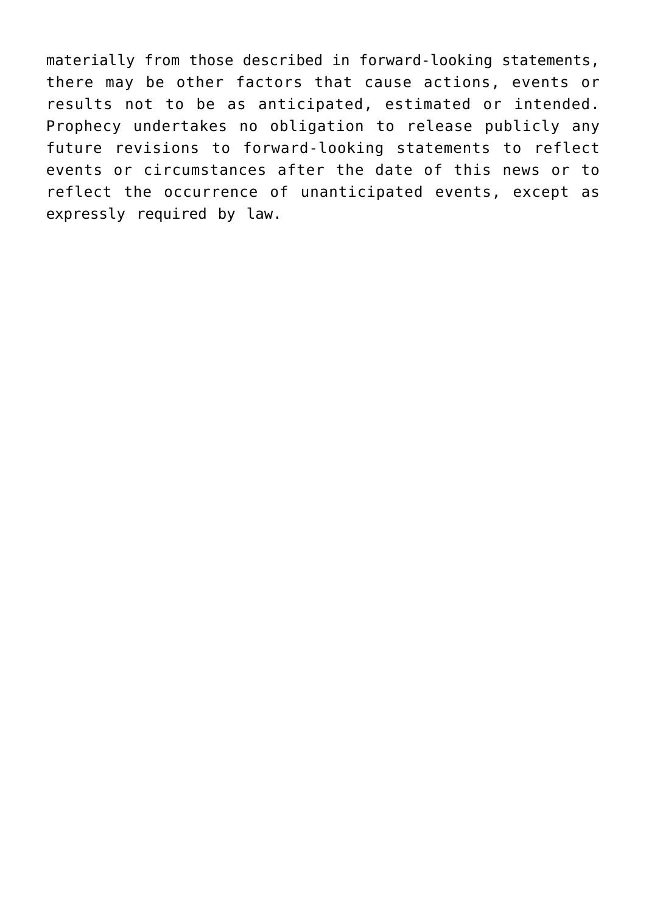materially from those described in forward-looking statements, there may be other factors that cause actions, events or results not to be as anticipated, estimated or intended. Prophecy undertakes no obligation to release publicly any future revisions to forward-looking statements to reflect events or circumstances after the date of this news or to reflect the occurrence of unanticipated events, except as expressly required by law.